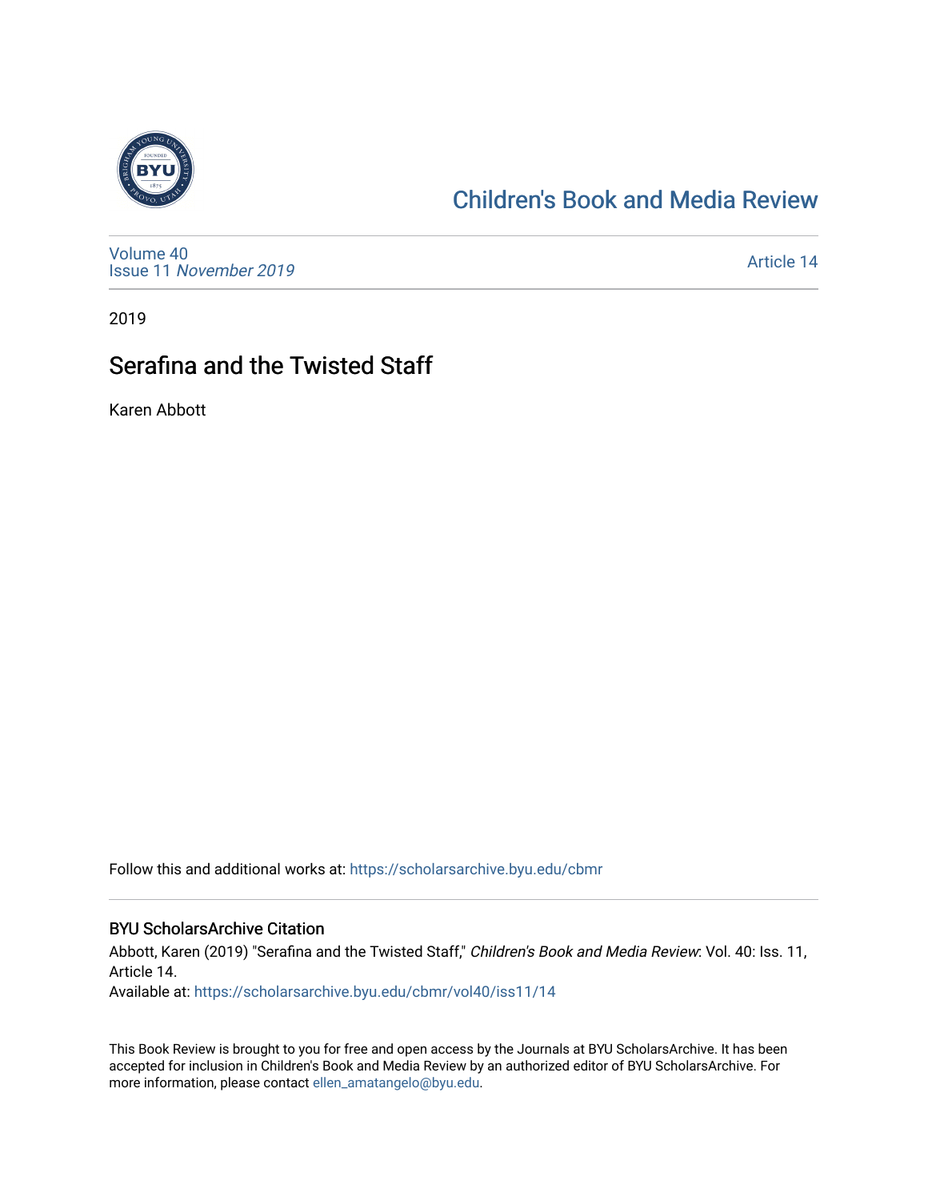# Children's Book and Media Review

Volume 40
Issue 11 *November 2019*

Article 14

2019

## Serafina and the Twisted Staff

Karen Abbott

Follow this and additional works at: https://scholarsarchive.byu.edu/cbmr

### BYU ScholarsArchive Citation

Abbott, Karen (2019) "Serafina and the Twisted Staff," *Children's Book and Media Review*: Vol. 40: Iss. 11, Article 14.
Available at: https://scholarsarchive.byu.edu/cbmr/vol40/iss11/14

This Book Review is brought to you for free and open access by the Journals at BYU ScholarsArchive. It has been accepted for inclusion in Children's Book and Media Review by an authorized editor of BYU ScholarsArchive. For more information, please contact ellen_amatangelo@byu.edu.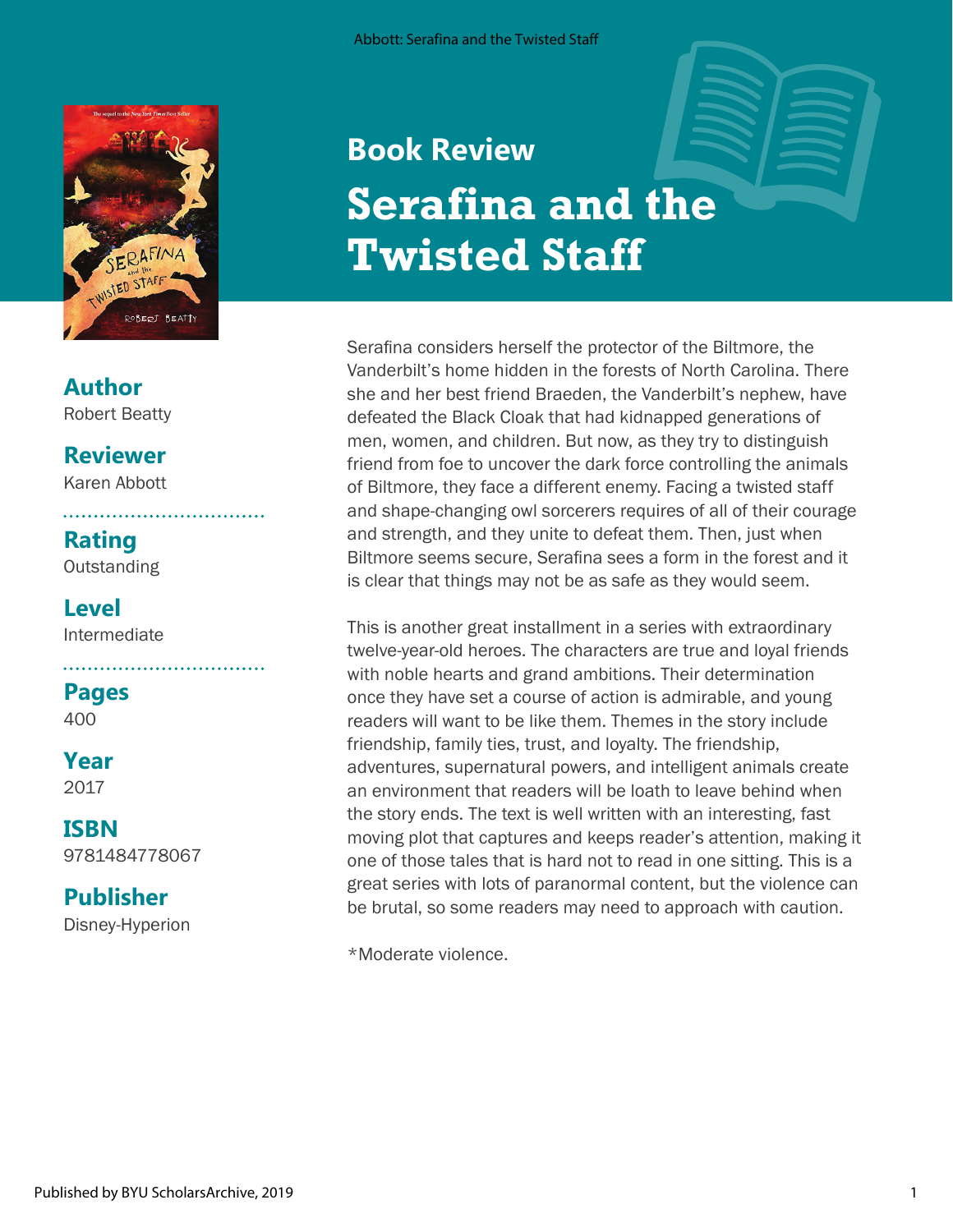## Book Review

# Serafina and the Twisted Staff

**Author**
Robert Beatty

**Reviewer**
Karen Abbott

**Rating**
Outstanding

**Level**
Intermediate

**Pages**
400

**Year**
2017

**ISBN**
9781484778067

**Publisher**
Disney-Hyperion

Serafina considers herself the protector of the Biltmore, the Vanderbilt's home hidden in the forests of North Carolina. There she and her best friend Braeden, the Vanderbilt's nephew, have defeated the Black Cloak that had kidnapped generations of men, women, and children. But now, as they try to distinguish friend from foe to uncover the dark force controlling the animals of Biltmore, they face a different enemy. Facing a twisted staff and shape-changing owl sorcerers requires of all of their courage and strength, and they unite to defeat them. Then, just when Biltmore seems secure, Serafina sees a form in the forest and it is clear that things may not be as safe as they would seem.

This is another great installment in a series with extraordinary twelve-year-old heroes. The characters are true and loyal friends with noble hearts and grand ambitions. Their determination once they have set a course of action is admirable, and young readers will want to be like them. Themes in the story include friendship, family ties, trust, and loyalty. The friendship, adventures, supernatural powers, and intelligent animals create an environment that readers will be loath to leave behind when the story ends. The text is well written with an interesting, fast moving plot that captures and keeps reader's attention, making it one of those tales that is hard not to read in one sitting. This is a great series with lots of paranormal content, but the violence can be brutal, so some readers may need to approach with caution.

*Moderate violence.